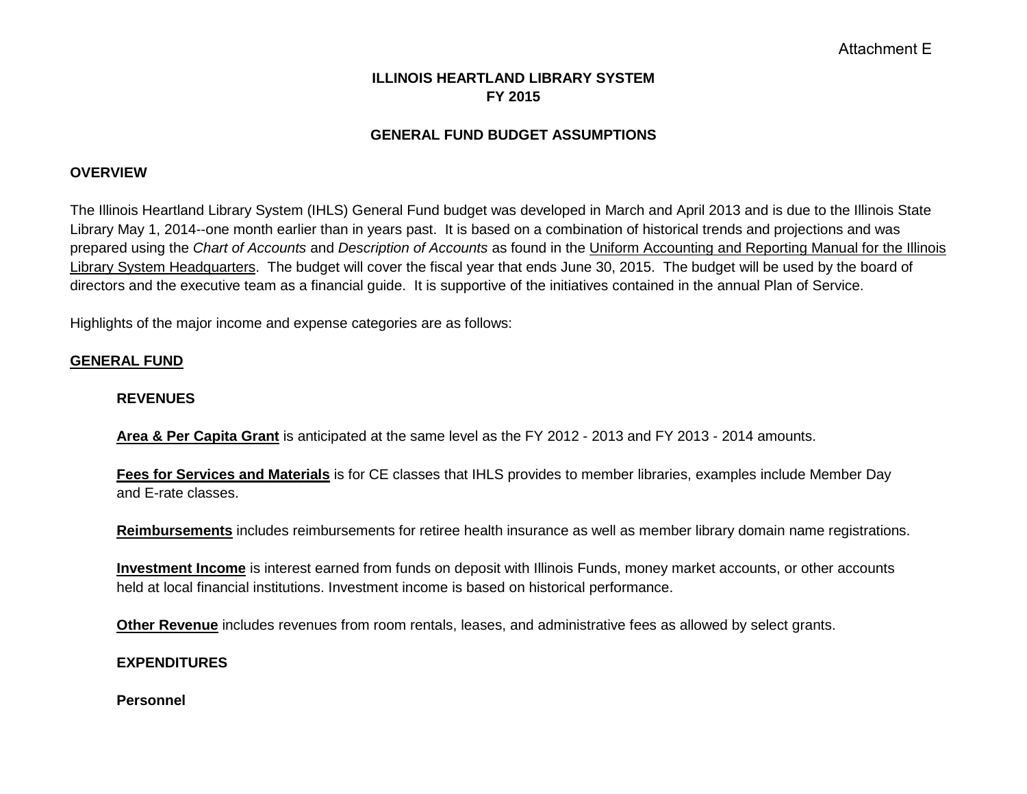Attachment E

# ILLINOIS HEARTLAND LIBRARY SYSTEM
# FY 2015

## GENERAL FUND BUDGET ASSUMPTIONS

### OVERVIEW

The Illinois Heartland Library System (IHLS) General Fund budget was developed in March and April 2013 and is due to the Illinois State Library May 1, 2014--one month earlier than in years past. It is based on a combination of historical trends and projections and was prepared using the *Chart of Accounts* and *Description of Accounts* as found in the Uniform Accounting and Reporting Manual for the Illinois Library System Headquarters. The budget will cover the fiscal year that ends June 30, 2015. The budget will be used by the board of directors and the executive team as a financial guide. It is supportive of the initiatives contained in the annual Plan of Service.

Highlights of the major income and expense categories are as follows:

### GENERAL FUND

#### REVENUES

**Area & Per Capita Grant** is anticipated at the same level as the FY 2012 - 2013 and FY 2013 - 2014 amounts.

**Fees for Services and Materials** is for CE classes that IHLS provides to member libraries, examples include Member Day and E-rate classes.

**Reimbursements** includes reimbursements for retiree health insurance as well as member library domain name registrations.

**Investment Income** is interest earned from funds on deposit with Illinois Funds, money market accounts, or other accounts held at local financial institutions. Investment income is based on historical performance.

**Other Revenue** includes revenues from room rentals, leases, and administrative fees as allowed by select grants.

#### EXPENDITURES

**Personnel**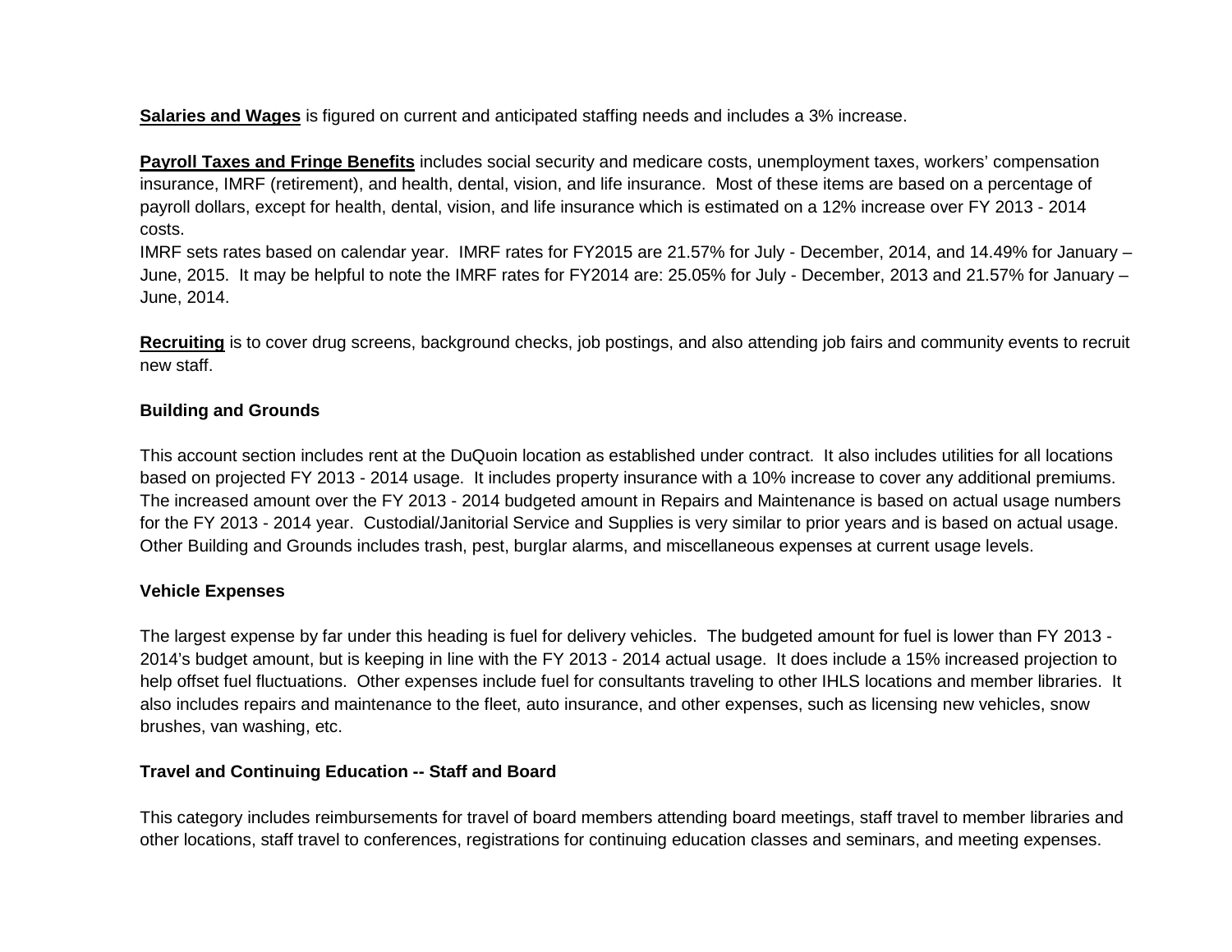**Salaries and Wages** is figured on current and anticipated staffing needs and includes a 3% increase.

**Payroll Taxes and Fringe Benefits** includes social security and medicare costs, unemployment taxes, workers' compensation insurance, IMRF (retirement), and health, dental, vision, and life insurance. Most of these items are based on a percentage of payroll dollars, except for health, dental, vision, and life insurance which is estimated on a 12% increase over FY 2013 - 2014 costs.
IMRF sets rates based on calendar year. IMRF rates for FY2015 are 21.57% for July - December, 2014, and 14.49% for January – June, 2015. It may be helpful to note the IMRF rates for FY2014 are: 25.05% for July - December, 2013 and 21.57% for January – June, 2014.

**Recruiting** is to cover drug screens, background checks, job postings, and also attending job fairs and community events to recruit new staff.

**Building and Grounds**

This account section includes rent at the DuQuoin location as established under contract. It also includes utilities for all locations based on projected FY 2013 - 2014 usage. It includes property insurance with a 10% increase to cover any additional premiums. The increased amount over the FY 2013 - 2014 budgeted amount in Repairs and Maintenance is based on actual usage numbers for the FY 2013 - 2014 year. Custodial/Janitorial Service and Supplies is very similar to prior years and is based on actual usage. Other Building and Grounds includes trash, pest, burglar alarms, and miscellaneous expenses at current usage levels.

**Vehicle Expenses**

The largest expense by far under this heading is fuel for delivery vehicles. The budgeted amount for fuel is lower than FY 2013 - 2014's budget amount, but is keeping in line with the FY 2013 - 2014 actual usage. It does include a 15% increased projection to help offset fuel fluctuations. Other expenses include fuel for consultants traveling to other IHLS locations and member libraries. It also includes repairs and maintenance to the fleet, auto insurance, and other expenses, such as licensing new vehicles, snow brushes, van washing, etc.

**Travel and Continuing Education -- Staff and Board**

This category includes reimbursements for travel of board members attending board meetings, staff travel to member libraries and other locations, staff travel to conferences, registrations for continuing education classes and seminars, and meeting expenses.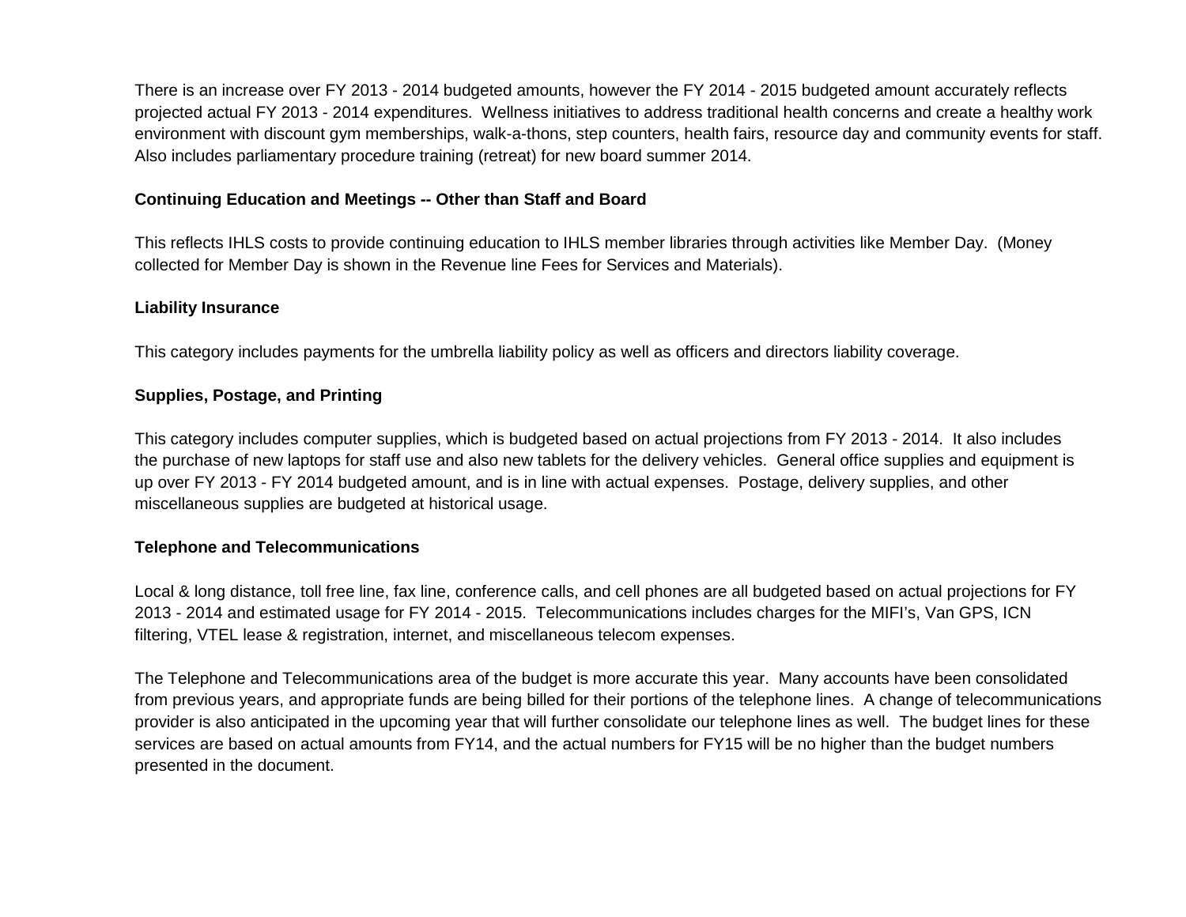There is an increase over FY 2013 - 2014 budgeted amounts, however the FY 2014 - 2015 budgeted amount accurately reflects projected actual FY 2013 - 2014 expenditures. Wellness initiatives to address traditional health concerns and create a healthy work environment with discount gym memberships, walk-a-thons, step counters, health fairs, resource day and community events for staff. Also includes parliamentary procedure training (retreat) for new board summer 2014.

**Continuing Education and Meetings -- Other than Staff and Board**

This reflects IHLS costs to provide continuing education to IHLS member libraries through activities like Member Day. (Money collected for Member Day is shown in the Revenue line Fees for Services and Materials).

**Liability Insurance**

This category includes payments for the umbrella liability policy as well as officers and directors liability coverage.

**Supplies, Postage, and Printing**

This category includes computer supplies, which is budgeted based on actual projections from FY 2013 - 2014. It also includes the purchase of new laptops for staff use and also new tablets for the delivery vehicles. General office supplies and equipment is up over FY 2013 - FY 2014 budgeted amount, and is in line with actual expenses. Postage, delivery supplies, and other miscellaneous supplies are budgeted at historical usage.

**Telephone and Telecommunications**

Local & long distance, toll free line, fax line, conference calls, and cell phones are all budgeted based on actual projections for FY 2013 - 2014 and estimated usage for FY 2014 - 2015. Telecommunications includes charges for the MIFI's, Van GPS, ICN filtering, VTEL lease & registration, internet, and miscellaneous telecom expenses.

The Telephone and Telecommunications area of the budget is more accurate this year. Many accounts have been consolidated from previous years, and appropriate funds are being billed for their portions of the telephone lines. A change of telecommunications provider is also anticipated in the upcoming year that will further consolidate our telephone lines as well. The budget lines for these services are based on actual amounts from FY14, and the actual numbers for FY15 will be no higher than the budget numbers presented in the document.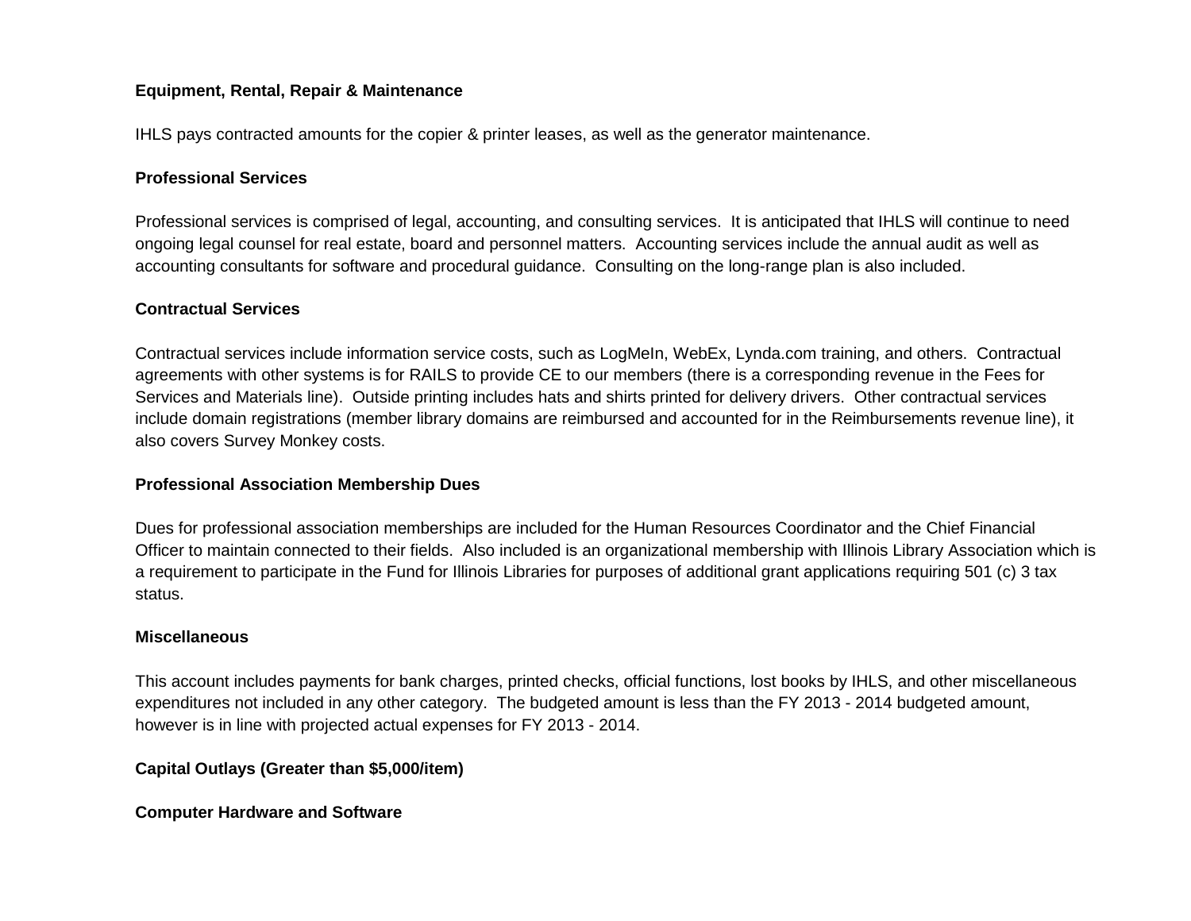**Equipment, Rental, Repair & Maintenance**

IHLS pays contracted amounts for the copier & printer leases, as well as the generator maintenance.

**Professional Services**

Professional services is comprised of legal, accounting, and consulting services. It is anticipated that IHLS will continue to need ongoing legal counsel for real estate, board and personnel matters. Accounting services include the annual audit as well as accounting consultants for software and procedural guidance. Consulting on the long-range plan is also included.

**Contractual Services**

Contractual services include information service costs, such as LogMeIn, WebEx, Lynda.com training, and others. Contractual agreements with other systems is for RAILS to provide CE to our members (there is a corresponding revenue in the Fees for Services and Materials line). Outside printing includes hats and shirts printed for delivery drivers. Other contractual services include domain registrations (member library domains are reimbursed and accounted for in the Reimbursements revenue line), it also covers Survey Monkey costs.

**Professional Association Membership Dues**

Dues for professional association memberships are included for the Human Resources Coordinator and the Chief Financial Officer to maintain connected to their fields. Also included is an organizational membership with Illinois Library Association which is a requirement to participate in the Fund for Illinois Libraries for purposes of additional grant applications requiring 501 (c) 3 tax status.

**Miscellaneous**

This account includes payments for bank charges, printed checks, official functions, lost books by IHLS, and other miscellaneous expenditures not included in any other category. The budgeted amount is less than the FY 2013 - 2014 budgeted amount, however is in line with projected actual expenses for FY 2013 - 2014.

**Capital Outlays (Greater than $5,000/item)**

**Computer Hardware and Software**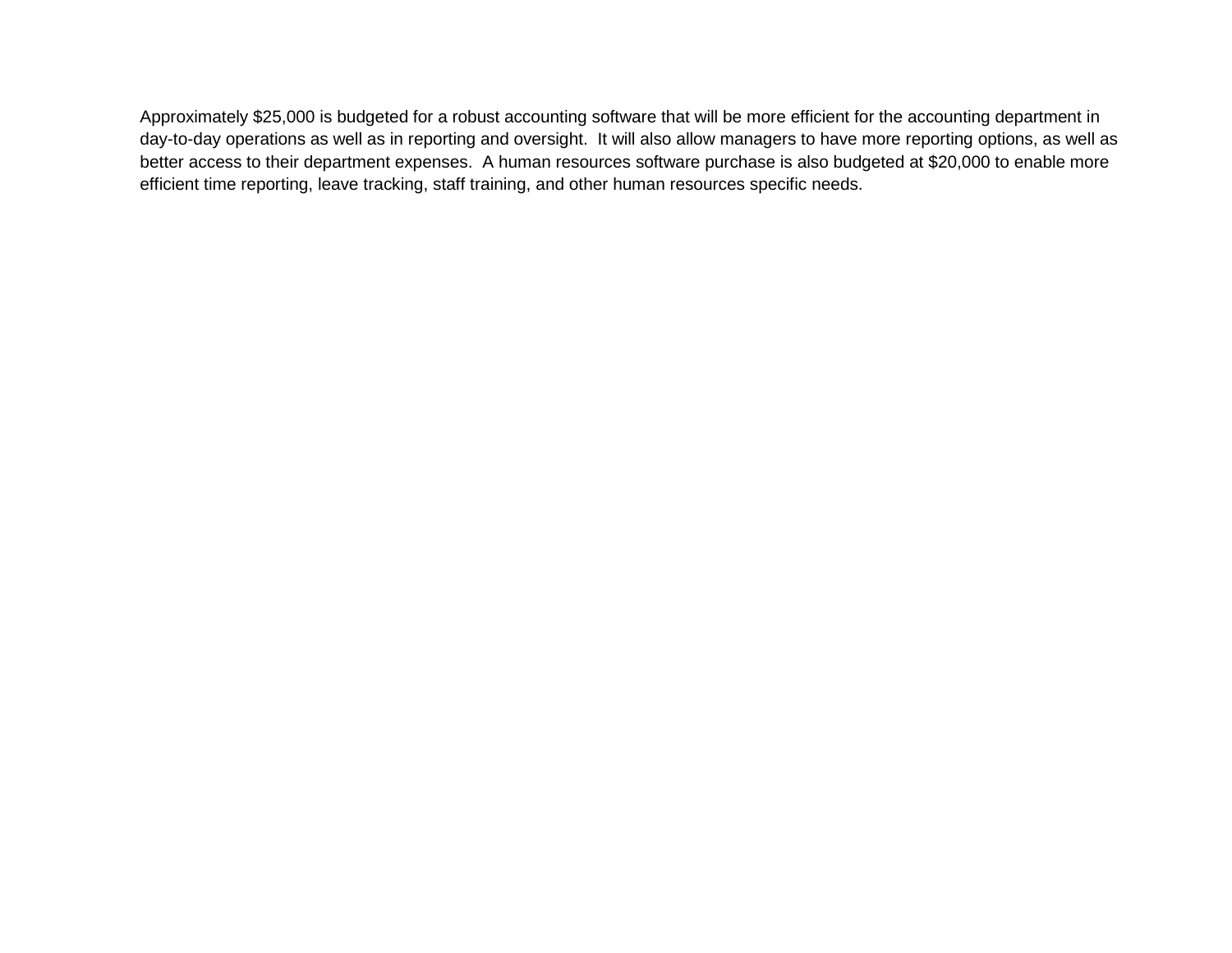Approximately $25,000 is budgeted for a robust accounting software that will be more efficient for the accounting department in day-to-day operations as well as in reporting and oversight. It will also allow managers to have more reporting options, as well as better access to their department expenses. A human resources software purchase is also budgeted at $20,000 to enable more efficient time reporting, leave tracking, staff training, and other human resources specific needs.